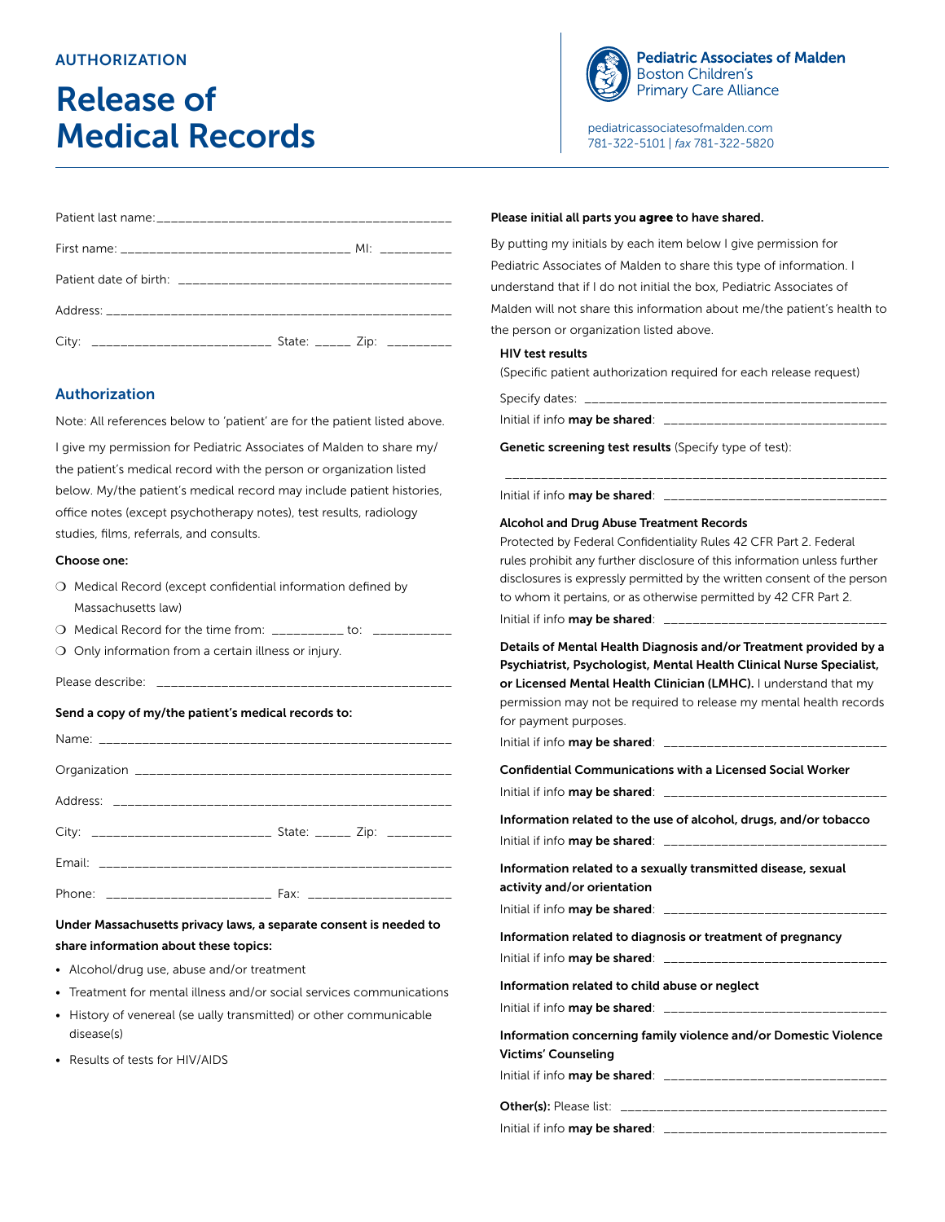AUTHORIZATION

# Release of Medical Records

**Pediatric Associates of Malden**
Boston Children's
Primary Care Alliance

pediatricassociatesofmalden.com
781-322-5101 | *fax* 781-322-5820

Patient last name:_________________________________________

First name: ________________________________ MI: __________

Patient date of birth: ______________________________________

Address: _________________________________________________

City: ________________________ State: _____ Zip: _________

## Authorization

Note: All references below to 'patient' are for the patient listed above.

I give my permission for Pediatric Associates of Malden to share my/the patient's medical record with the person or organization listed below. My/the patient's medical record may include patient histories, office notes (except psychotherapy notes), test results, radiology studies, films, referrals, and consults.

**Choose one:**

- ❍ Medical Record (except confidential information defined by Massachusetts law)
- ❍ Medical Record for the time from: __________ to: ___________
- ❍ Only information from a certain illness or injury.

Please describe: __________________________________________

**Send a copy of my/the patient's medical records to:**

Name: ___________________________________________________

Organization _____________________________________________

Address: _________________________________________________

City: ________________________ State: _____ Zip: _________

Email: ___________________________________________________

Phone: ______________________ Fax: ___________________

**Under Massachusetts privacy laws, a separate consent is needed to share information about these topics:**

- Alcohol/drug use, abuse and/or treatment
- Treatment for mental illness and/or social services communications
- History of venereal (se ually transmitted) or other communicable disease(s)
- Results of tests for HIV/AIDS

**Please initial all parts you agree to have shared.**

By putting my initials by each item below I give permission for Pediatric Associates of Malden to share this type of information. I understand that if I do not initial the box, Pediatric Associates of Malden will not share this information about me/the patient's health to the person or organization listed above.

**HIV test results**
(Specific patient authorization required for each release request)

Specify dates: __________________________________________

Initial if info **may be shared**: ______________________________

**Genetic screening test results** (Specify type of test):

_______________________________________________________

Initial if info **may be shared**: ______________________________

**Alcohol and Drug Abuse Treatment Records**
Protected by Federal Confidentiality Rules 42 CFR Part 2. Federal rules prohibit any further disclosure of this information unless further disclosures is expressly permitted by the written consent of the person to whom it pertains, or as otherwise permitted by 42 CFR Part 2.

Initial if info **may be shared**: ______________________________

**Details of Mental Health Diagnosis and/or Treatment provided by a Psychiatrist, Psychologist, Mental Health Clinical Nurse Specialist, or Licensed Mental Health Clinician (LMHC).** I understand that my permission may not be required to release my mental health records for payment purposes.

Initial if info **may be shared**: ______________________________

**Confidential Communications with a Licensed Social Worker**

Initial if info **may be shared**: ______________________________

**Information related to the use of alcohol, drugs, and/or tobacco**

Initial if info **may be shared**: ______________________________

**Information related to a sexually transmitted disease, sexual activity and/or orientation**

Initial if info **may be shared**: ______________________________

**Information related to diagnosis or treatment of pregnancy**

Initial if info **may be shared**: ______________________________

**Information related to child abuse or neglect**

Initial if info **may be shared**: ______________________________

**Information concerning family violence and/or Domestic Violence Victims' Counseling**

Initial if info **may be shared**: ______________________________

**Other(s):** Please list: ____________________________________

Initial if info **may be shared**: ______________________________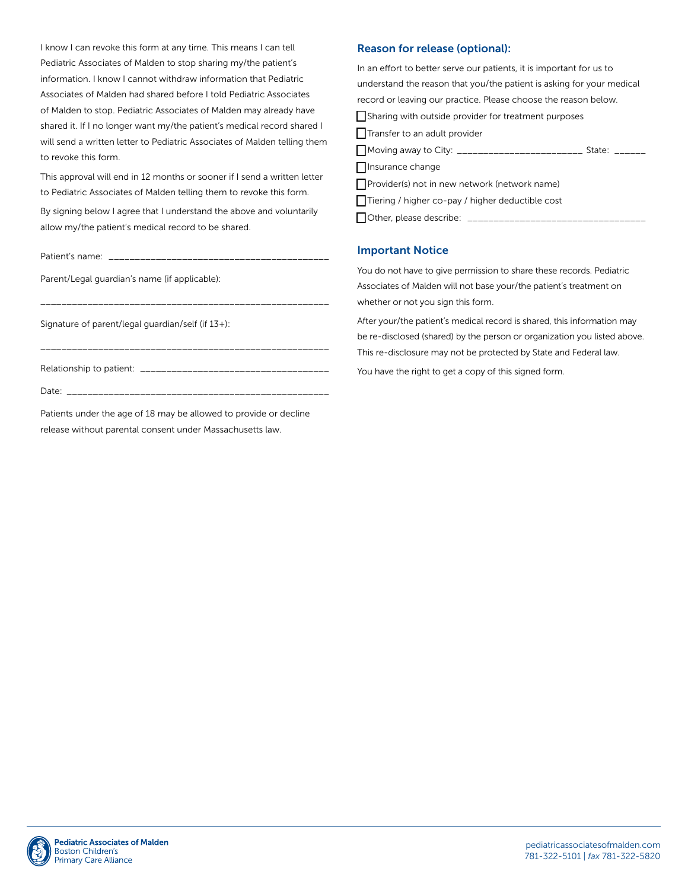I know I can revoke this form at any time. This means I can tell Pediatric Associates of Malden to stop sharing my/the patient's information. I know I cannot withdraw information that Pediatric Associates of Malden had shared before I told Pediatric Associates of Malden to stop. Pediatric Associates of Malden may already have shared it. If I no longer want my/the patient's medical record shared I will send a written letter to Pediatric Associates of Malden telling them to revoke this form.

This approval will end in 12 months or sooner if I send a written letter to Pediatric Associates of Malden telling them to revoke this form.

By signing below I agree that I understand the above and voluntarily allow my/the patient's medical record to be shared.

Patient's name: ________________________________________

Parent/Legal guardian's name (if applicable):

________________________________________________________

Signature of parent/legal guardian/self (if 13+):

________________________________________________________

Relationship to patient: ___________________________________

Date: ___________________________________________________

Patients under the age of 18 may be allowed to provide or decline release without parental consent under Massachusetts law.

## Reason for release (optional):

In an effort to better serve our patients, it is important for us to understand the reason that you/the patient is asking for your medical record or leaving our practice. Please choose the reason below.

- ☐ Sharing with outside provider for treatment purposes
- ☐ Transfer to an adult provider
- ☐ Moving away to City: _______________________ State: ______
- ☐ Insurance change
- ☐ Provider(s) not in new network (network name)
- ☐ Tiering / higher co-pay / higher deductible cost
- ☐ Other, please describe: _________________________________

## Important Notice

You do not have to give permission to share these records. Pediatric Associates of Malden will not base your/the patient's treatment on whether or not you sign this form.

After your/the patient's medical record is shared, this information may be re-disclosed (shared) by the person or organization you listed above. This re-disclosure may not be protected by State and Federal law.

You have the right to get a copy of this signed form.

**Pediatric Associates of Malden**
Boston Children's
Primary Care Alliance

pediatricassociatesofmalden.com
781-322-5101 | *fax* 781-322-5820